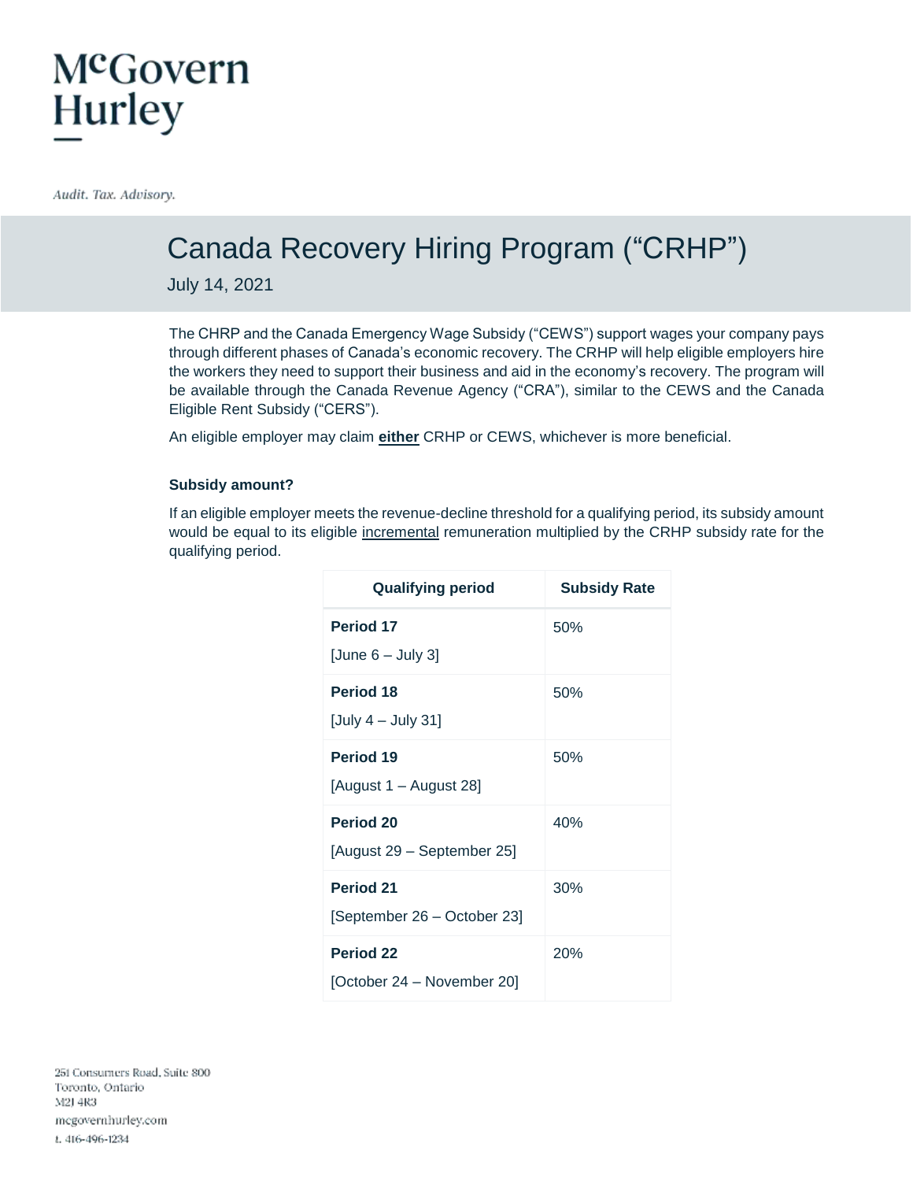# McGovern Hurley

*Audit. Tax. Advisory.*

## Canada Recovery Hiring Program ("CRHP")

July 14, 2021

The CHRP and the Canada Emergency Wage Subsidy ("CEWS") support wages your company pays through different phases of Canada's economic recovery. The CRHP will help eligible employers hire the workers they need to support their business and aid in the economy's recovery. The program will be available through the Canada Revenue Agency ("CRA"), similar to the CEWS and the Canada Eligible Rent Subsidy ("CERS").

An eligible employer may claim **either** CRHP or CEWS, whichever is more beneficial.

### Subsidy amount?

If an eligible employer meets the revenue-decline threshold for a qualifying period, its subsidy amount would be equal to its eligible incremental remuneration multiplied by the CRHP subsidy rate for the qualifying period.

| Qualifying period | Subsidy Rate |
|---|---|
| **Period 17** [June 6 – July 3] | 50% |
| **Period 18** [July 4 – July 31] | 50% |
| **Period 19** [August 1 – August 28] | 50% |
| **Period 20** [August 29 – September 25] | 40% |
| **Period 21** [September 26 – October 23] | 30% |
| **Period 22** [October 24 – November 20] | 20% |

251 Consumers Road, Suite 800
Toronto, Ontario
M2J 4R3
mcgovernhurley.com
t. 416-496-1234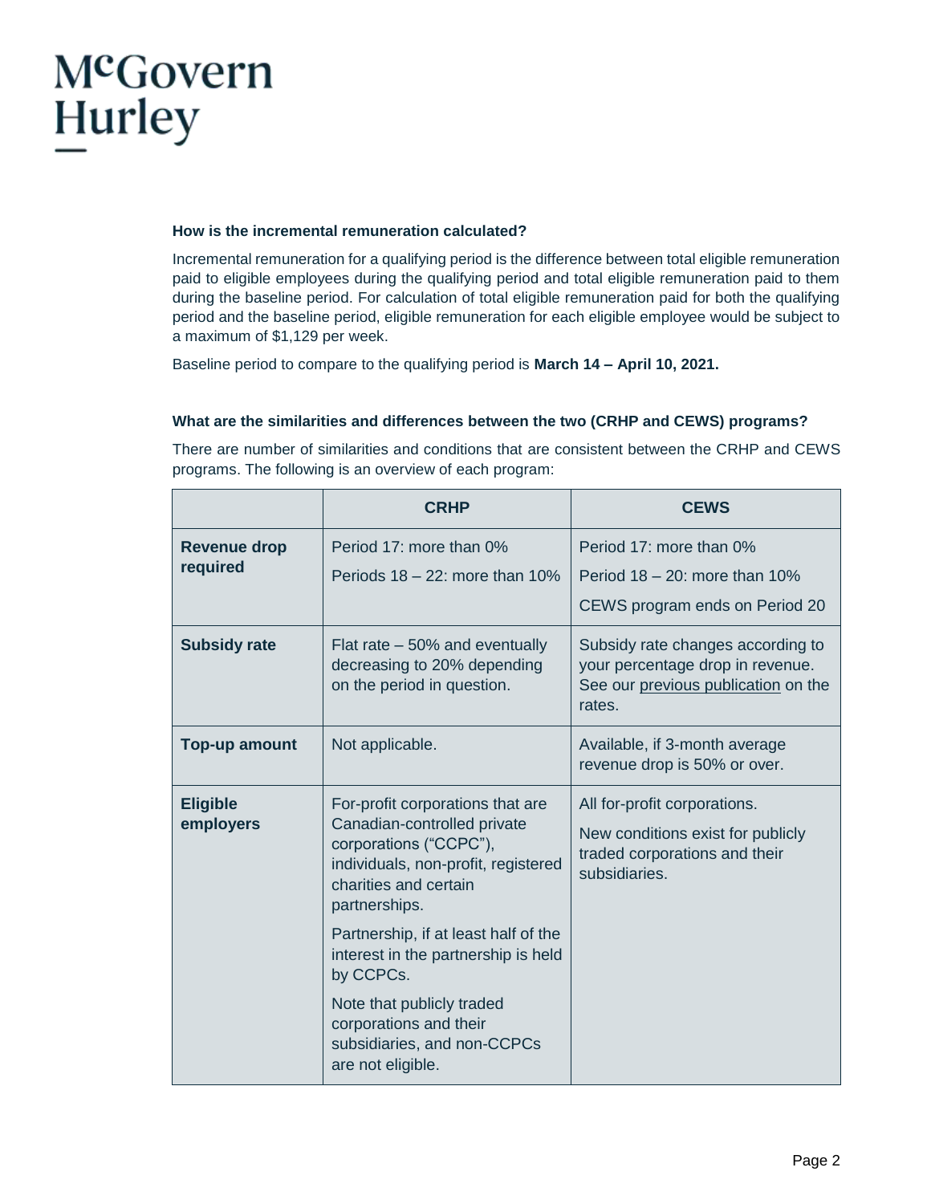### How is the incremental remuneration calculated?

Incremental remuneration for a qualifying period is the difference between total eligible remuneration paid to eligible employees during the qualifying period and total eligible remuneration paid to them during the baseline period. For calculation of total eligible remuneration paid for both the qualifying period and the baseline period, eligible remuneration for each eligible employee would be subject to a maximum of $1,129 per week.

Baseline period to compare to the qualifying period is **March 14 – April 10, 2021.**

### What are the similarities and differences between the two (CRHP and CEWS) programs?

There are number of similarities and conditions that are consistent between the CRHP and CEWS programs. The following is an overview of each program:

| | CRHP | CEWS |
|---|---|---|
| **Revenue drop required** | Period 17: more than 0%<br>Periods 18 – 22: more than 10% | Period 17: more than 0%<br>Period 18 – 20: more than 10%<br>CEWS program ends on Period 20 |
| **Subsidy rate** | Flat rate – 50% and eventually decreasing to 20% depending on the period in question. | Subsidy rate changes according to your percentage drop in revenue. See our previous publication on the rates. |
| **Top-up amount** | Not applicable. | Available, if 3-month average revenue drop is 50% or over. |
| **Eligible employers** | For-profit corporations that are Canadian-controlled private corporations ("CCPC"), individuals, non-profit, registered charities and certain partnerships.<br>Partnership, if at least half of the interest in the partnership is held by CCPCs.<br>Note that publicly traded corporations and their subsidiaries, and non-CCPCs are not eligible. | All for-profit corporations.<br>New conditions exist for publicly traded corporations and their subsidiaries. |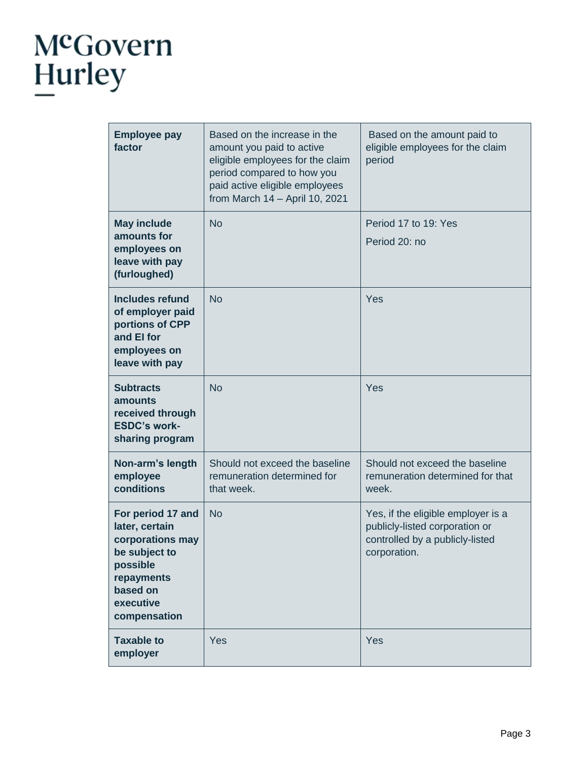| | | |
|---|---|---|
| **Employee pay factor** | Based on the increase in the amount you paid to active eligible employees for the claim period compared to how you paid active eligible employees from March 14 – April 10, 2021 | Based on the amount paid to eligible employees for the claim period |
| **May include amounts for employees on leave with pay (furloughed)** | No | Period 17 to 19: Yes<br>Period 20: no |
| **Includes refund of employer paid portions of CPP and EI for employees on leave with pay** | No | Yes |
| **Subtracts amounts received through ESDC's work-sharing program** | No | Yes |
| **Non-arm's length employee conditions** | Should not exceed the baseline remuneration determined for that week. | Should not exceed the baseline remuneration determined for that week. |
| **For period 17 and later, certain corporations may be subject to possible repayments based on executive compensation** | No | Yes, if the eligible employer is a publicly-listed corporation or controlled by a publicly-listed corporation. |
| **Taxable to employer** | Yes | Yes |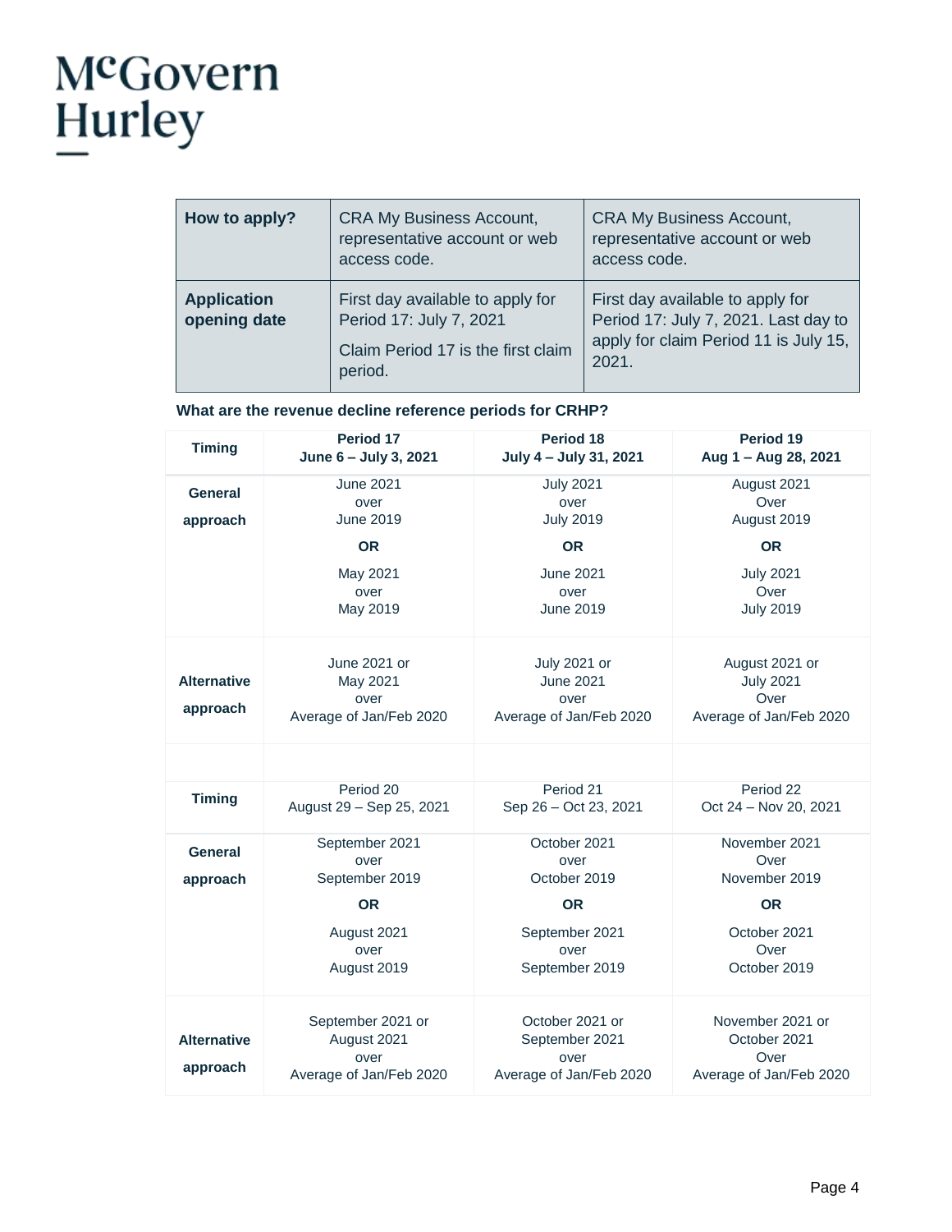| How to apply? | CRA My Business Account, representative account or web access code. | CRA My Business Account, representative account or web access code. |
|---|---|---|
| **Application opening date** | First day available to apply for Period 17: July 7, 2021<br><br>Claim Period 17 is the first claim period. | First day available to apply for Period 17: July 7, 2021. Last day to apply for claim Period 11 is July 15, 2021. |

**What are the revenue decline reference periods for CRHP?**

| Timing | Period 17<br>June 6 – July 3, 2021 | Period 18<br>July 4 – July 31, 2021 | Period 19<br>Aug 1 – Aug 28, 2021 |
|---|---|---|---|
| **General approach** | June 2021 over June 2019<br>**OR**<br>May 2021 over May 2019 | July 2021 over July 2019<br>**OR**<br>June 2021 over June 2019 | August 2021 Over August 2019<br>**OR**<br>July 2021 Over July 2019 |
| **Alternative approach** | June 2021 or May 2021 over Average of Jan/Feb 2020 | July 2021 or June 2021 over Average of Jan/Feb 2020 | August 2021 or July 2021 Over Average of Jan/Feb 2020 |
| | | | |
| **Timing** | Period 20<br>August 29 – Sep 25, 2021 | Period 21<br>Sep 26 – Oct 23, 2021 | Period 22<br>Oct 24 – Nov 20, 2021 |
| **General approach** | September 2021 over September 2019<br>**OR**<br>August 2021 over August 2019 | October 2021 over October 2019<br>**OR**<br>September 2021 over September 2019 | November 2021 Over November 2019<br>**OR**<br>October 2021 Over October 2019 |
| **Alternative approach** | September 2021 or August 2021 over Average of Jan/Feb 2020 | October 2021 or September 2021 over Average of Jan/Feb 2020 | November 2021 or October 2021 Over Average of Jan/Feb 2020 |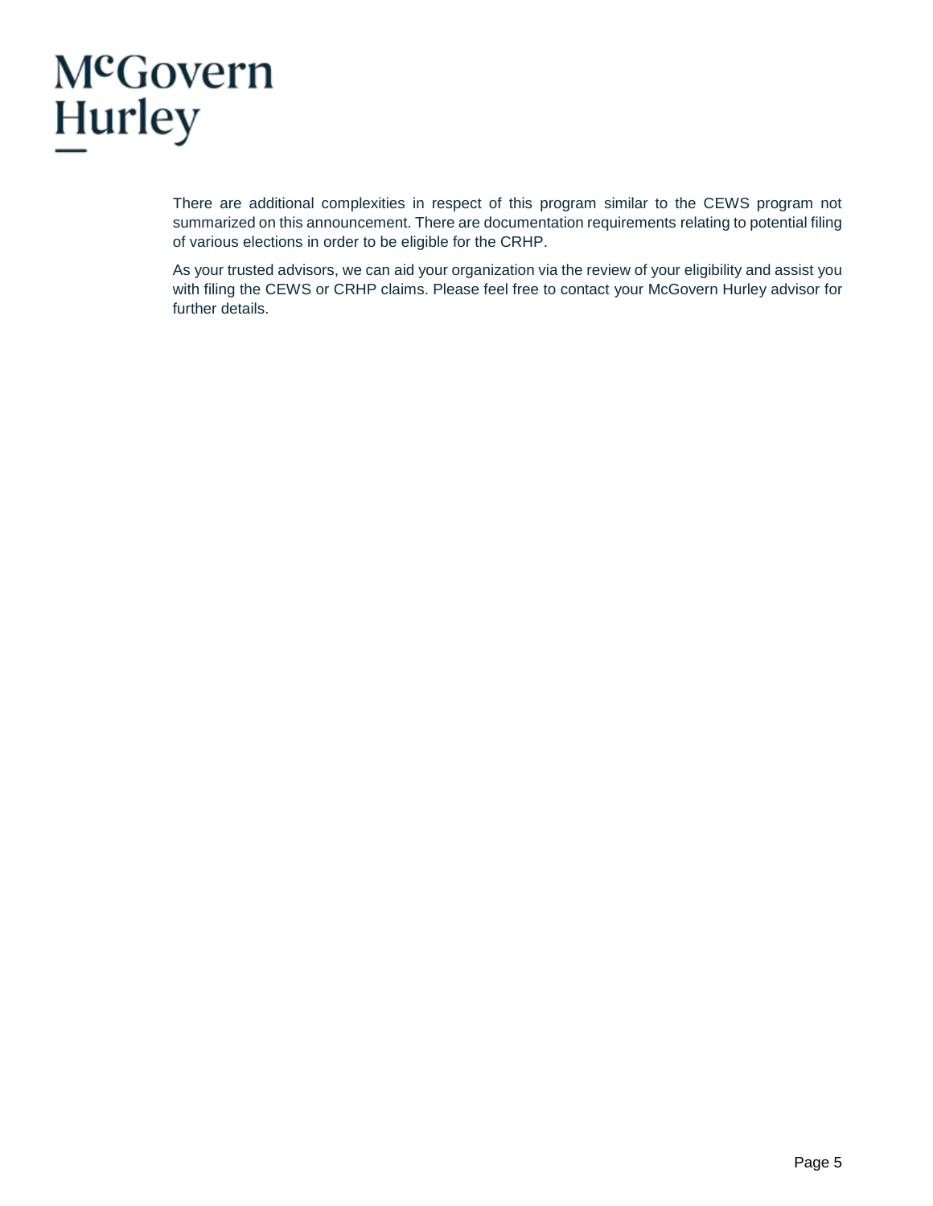There are additional complexities in respect of this program similar to the CEWS program not summarized on this announcement. There are documentation requirements relating to potential filing of various elections in order to be eligible for the CRHP.

As your trusted advisors, we can aid your organization via the review of your eligibility and assist you with filing the CEWS or CRHP claims. Please feel free to contact your McGovern Hurley advisor for further details.